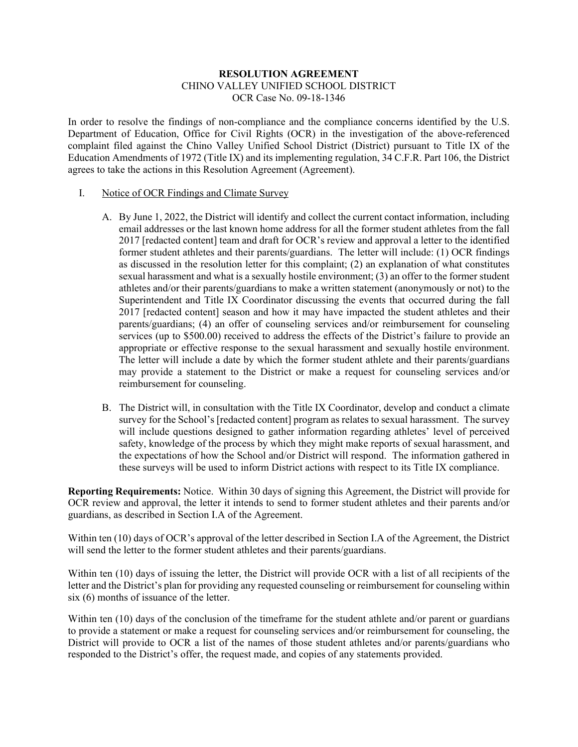**RESOLUTION AGREEMENT**
CHINO VALLEY UNIFIED SCHOOL DISTRICT
OCR Case No. 09-18-1346

In order to resolve the findings of non-compliance and the compliance concerns identified by the U.S. Department of Education, Office for Civil Rights (OCR) in the investigation of the above-referenced complaint filed against the Chino Valley Unified School District (District) pursuant to Title IX of the Education Amendments of 1972 (Title IX) and its implementing regulation, 34 C.F.R. Part 106, the District agrees to take the actions in this Resolution Agreement (Agreement).

I. Notice of OCR Findings and Climate Survey

A. By June 1, 2022, the District will identify and collect the current contact information, including email addresses or the last known home address for all the former student athletes from the fall 2017 [redacted content] team and draft for OCR's review and approval a letter to the identified former student athletes and their parents/guardians. The letter will include: (1) OCR findings as discussed in the resolution letter for this complaint; (2) an explanation of what constitutes sexual harassment and what is a sexually hostile environment; (3) an offer to the former student athletes and/or their parents/guardians to make a written statement (anonymously or not) to the Superintendent and Title IX Coordinator discussing the events that occurred during the fall 2017 [redacted content] season and how it may have impacted the student athletes and their parents/guardians; (4) an offer of counseling services and/or reimbursement for counseling services (up to $500.00) received to address the effects of the District's failure to provide an appropriate or effective response to the sexual harassment and sexually hostile environment. The letter will include a date by which the former student athlete and their parents/guardians may provide a statement to the District or make a request for counseling services and/or reimbursement for counseling.

B. The District will, in consultation with the Title IX Coordinator, develop and conduct a climate survey for the School's [redacted content] program as relates to sexual harassment. The survey will include questions designed to gather information regarding athletes' level of perceived safety, knowledge of the process by which they might make reports of sexual harassment, and the expectations of how the School and/or District will respond. The information gathered in these surveys will be used to inform District actions with respect to its Title IX compliance.

**Reporting Requirements:** Notice. Within 30 days of signing this Agreement, the District will provide for OCR review and approval, the letter it intends to send to former student athletes and their parents and/or guardians, as described in Section I.A of the Agreement.

Within ten (10) days of OCR's approval of the letter described in Section I.A of the Agreement, the District will send the letter to the former student athletes and their parents/guardians.

Within ten (10) days of issuing the letter, the District will provide OCR with a list of all recipients of the letter and the District's plan for providing any requested counseling or reimbursement for counseling within six (6) months of issuance of the letter.

Within ten (10) days of the conclusion of the timeframe for the student athlete and/or parent or guardians to provide a statement or make a request for counseling services and/or reimbursement for counseling, the District will provide to OCR a list of the names of those student athletes and/or parents/guardians who responded to the District's offer, the request made, and copies of any statements provided.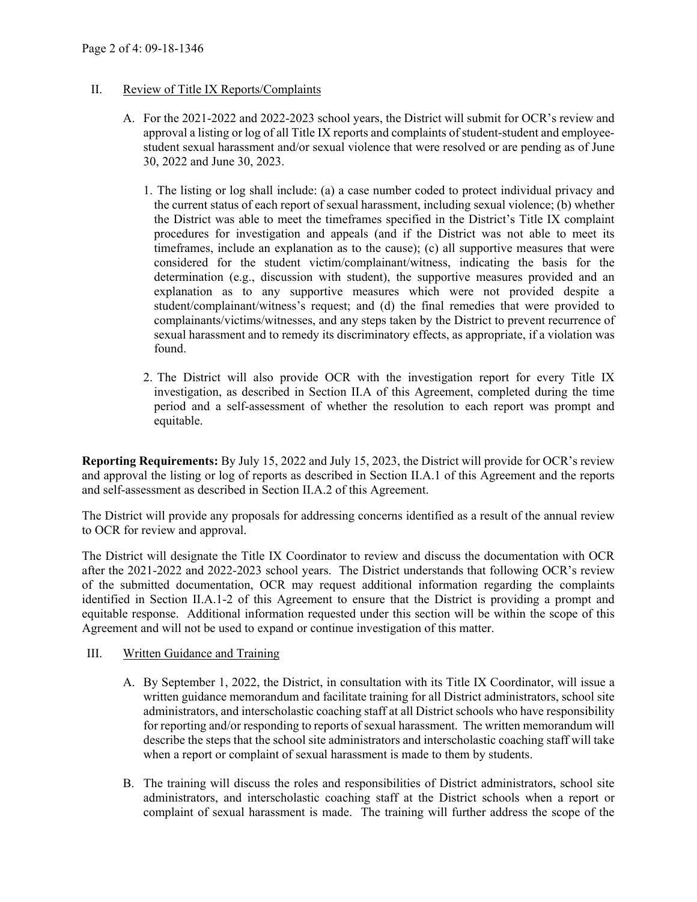II. Review of Title IX Reports/Complaints

A. For the 2021-2022 and 2022-2023 school years, the District will submit for OCR's review and approval a listing or log of all Title IX reports and complaints of student-student and employee-student sexual harassment and/or sexual violence that were resolved or are pending as of June 30, 2022 and June 30, 2023.

1. The listing or log shall include: (a) a case number coded to protect individual privacy and the current status of each report of sexual harassment, including sexual violence; (b) whether the District was able to meet the timeframes specified in the District's Title IX complaint procedures for investigation and appeals (and if the District was not able to meet its timeframes, include an explanation as to the cause); (c) all supportive measures that were considered for the student victim/complainant/witness, indicating the basis for the determination (e.g., discussion with student), the supportive measures provided and an explanation as to any supportive measures which were not provided despite a student/complainant/witness's request; and (d) the final remedies that were provided to complainants/victims/witnesses, and any steps taken by the District to prevent recurrence of sexual harassment and to remedy its discriminatory effects, as appropriate, if a violation was found.

2. The District will also provide OCR with the investigation report for every Title IX investigation, as described in Section II.A of this Agreement, completed during the time period and a self-assessment of whether the resolution to each report was prompt and equitable.

**Reporting Requirements:** By July 15, 2022 and July 15, 2023, the District will provide for OCR's review and approval the listing or log of reports as described in Section II.A.1 of this Agreement and the reports and self-assessment as described in Section II.A.2 of this Agreement.

The District will provide any proposals for addressing concerns identified as a result of the annual review to OCR for review and approval.

The District will designate the Title IX Coordinator to review and discuss the documentation with OCR after the 2021-2022 and 2022-2023 school years. The District understands that following OCR's review of the submitted documentation, OCR may request additional information regarding the complaints identified in Section II.A.1-2 of this Agreement to ensure that the District is providing a prompt and equitable response. Additional information requested under this section will be within the scope of this Agreement and will not be used to expand or continue investigation of this matter.

III. Written Guidance and Training

A. By September 1, 2022, the District, in consultation with its Title IX Coordinator, will issue a written guidance memorandum and facilitate training for all District administrators, school site administrators, and interscholastic coaching staff at all District schools who have responsibility for reporting and/or responding to reports of sexual harassment. The written memorandum will describe the steps that the school site administrators and interscholastic coaching staff will take when a report or complaint of sexual harassment is made to them by students.

B. The training will discuss the roles and responsibilities of District administrators, school site administrators, and interscholastic coaching staff at the District schools when a report or complaint of sexual harassment is made. The training will further address the scope of the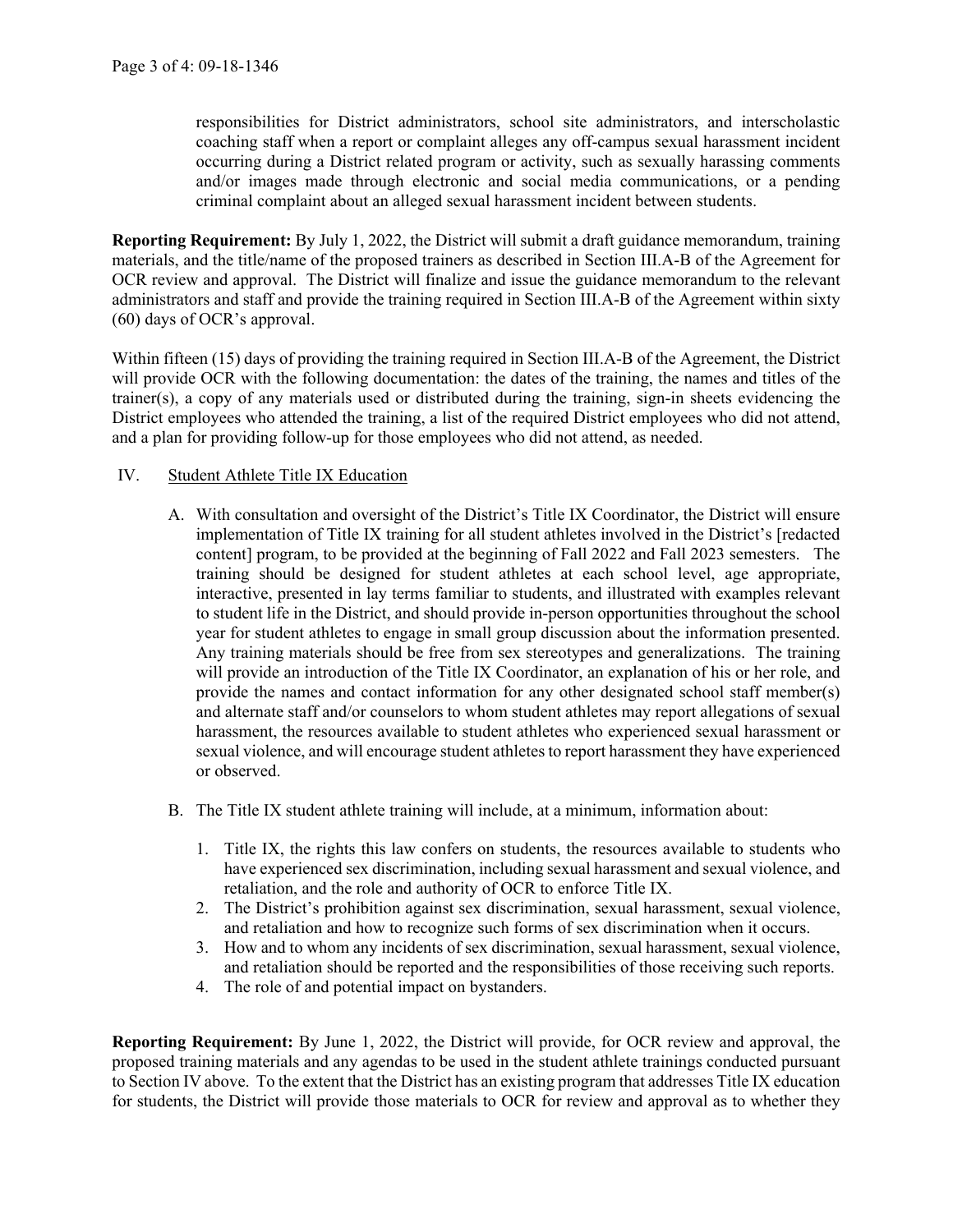responsibilities for District administrators, school site administrators, and interscholastic coaching staff when a report or complaint alleges any off-campus sexual harassment incident occurring during a District related program or activity, such as sexually harassing comments and/or images made through electronic and social media communications, or a pending criminal complaint about an alleged sexual harassment incident between students.

**Reporting Requirement:** By July 1, 2022, the District will submit a draft guidance memorandum, training materials, and the title/name of the proposed trainers as described in Section III.A-B of the Agreement for OCR review and approval. The District will finalize and issue the guidance memorandum to the relevant administrators and staff and provide the training required in Section III.A-B of the Agreement within sixty (60) days of OCR's approval.

Within fifteen (15) days of providing the training required in Section III.A-B of the Agreement, the District will provide OCR with the following documentation: the dates of the training, the names and titles of the trainer(s), a copy of any materials used or distributed during the training, sign-in sheets evidencing the District employees who attended the training, a list of the required District employees who did not attend, and a plan for providing follow-up for those employees who did not attend, as needed.

IV. Student Athlete Title IX Education

A. With consultation and oversight of the District's Title IX Coordinator, the District will ensure implementation of Title IX training for all student athletes involved in the District's [redacted content] program, to be provided at the beginning of Fall 2022 and Fall 2023 semesters. The training should be designed for student athletes at each school level, age appropriate, interactive, presented in lay terms familiar to students, and illustrated with examples relevant to student life in the District, and should provide in-person opportunities throughout the school year for student athletes to engage in small group discussion about the information presented. Any training materials should be free from sex stereotypes and generalizations. The training will provide an introduction of the Title IX Coordinator, an explanation of his or her role, and provide the names and contact information for any other designated school staff member(s) and alternate staff and/or counselors to whom student athletes may report allegations of sexual harassment, the resources available to student athletes who experienced sexual harassment or sexual violence, and will encourage student athletes to report harassment they have experienced or observed.

B. The Title IX student athlete training will include, at a minimum, information about:

1. Title IX, the rights this law confers on students, the resources available to students who have experienced sex discrimination, including sexual harassment and sexual violence, and retaliation, and the role and authority of OCR to enforce Title IX.
2. The District's prohibition against sex discrimination, sexual harassment, sexual violence, and retaliation and how to recognize such forms of sex discrimination when it occurs.
3. How and to whom any incidents of sex discrimination, sexual harassment, sexual violence, and retaliation should be reported and the responsibilities of those receiving such reports.
4. The role of and potential impact on bystanders.

**Reporting Requirement:** By June 1, 2022, the District will provide, for OCR review and approval, the proposed training materials and any agendas to be used in the student athlete trainings conducted pursuant to Section IV above. To the extent that the District has an existing program that addresses Title IX education for students, the District will provide those materials to OCR for review and approval as to whether they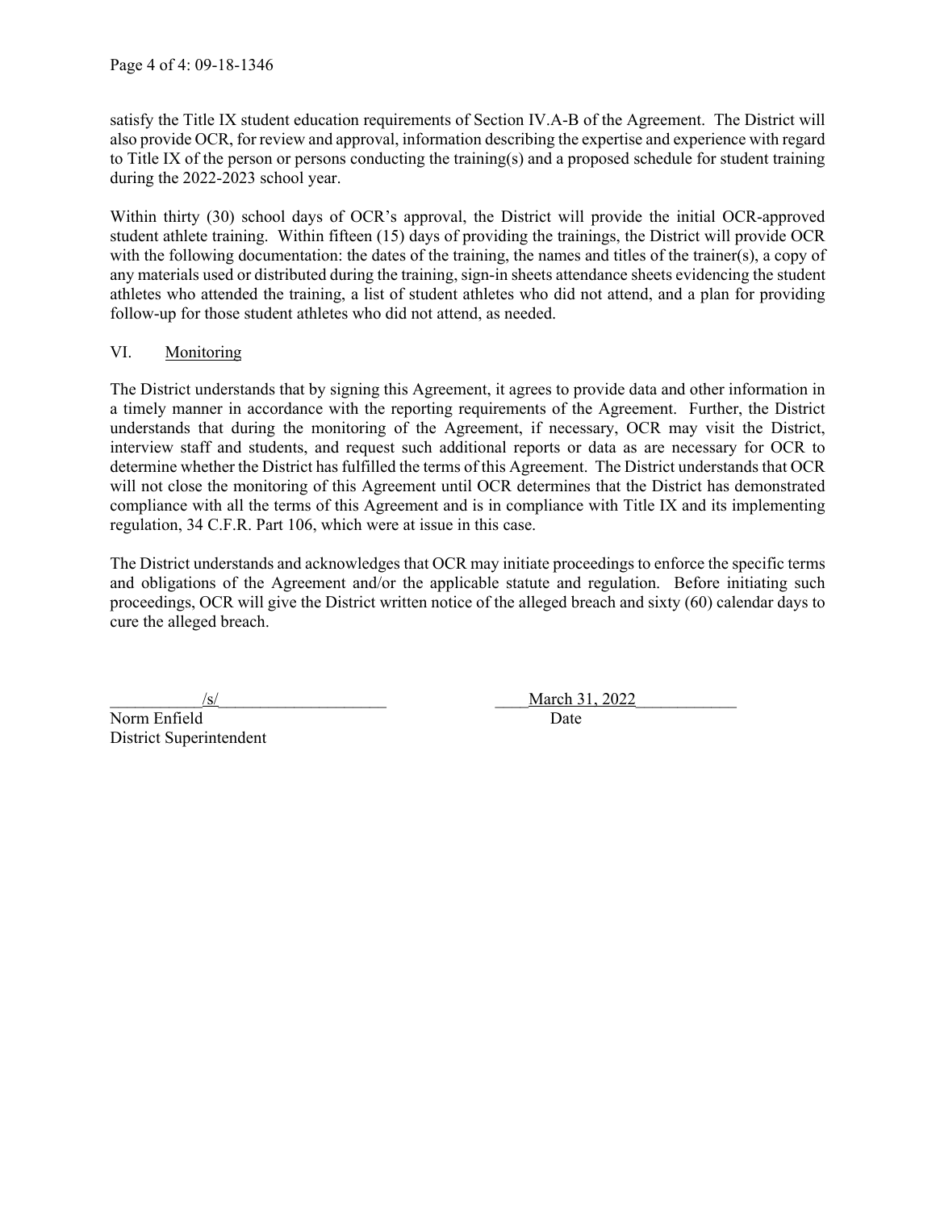satisfy the Title IX student education requirements of Section IV.A-B of the Agreement. The District will also provide OCR, for review and approval, information describing the expertise and experience with regard to Title IX of the person or persons conducting the training(s) and a proposed schedule for student training during the 2022-2023 school year.

Within thirty (30) school days of OCR's approval, the District will provide the initial OCR-approved student athlete training. Within fifteen (15) days of providing the trainings, the District will provide OCR with the following documentation: the dates of the training, the names and titles of the trainer(s), a copy of any materials used or distributed during the training, sign-in sheets attendance sheets evidencing the student athletes who attended the training, a list of student athletes who did not attend, and a plan for providing follow-up for those student athletes who did not attend, as needed.

## VI. Monitoring

The District understands that by signing this Agreement, it agrees to provide data and other information in a timely manner in accordance with the reporting requirements of the Agreement. Further, the District understands that during the monitoring of the Agreement, if necessary, OCR may visit the District, interview staff and students, and request such additional reports or data as are necessary for OCR to determine whether the District has fulfilled the terms of this Agreement. The District understands that OCR will not close the monitoring of this Agreement until OCR determines that the District has demonstrated compliance with all the terms of this Agreement and is in compliance with Title IX and its implementing regulation, 34 C.F.R. Part 106, which were at issue in this case.

The District understands and acknowledges that OCR may initiate proceedings to enforce the specific terms and obligations of the Agreement and/or the applicable statute and regulation. Before initiating such proceedings, OCR will give the District written notice of the alleged breach and sixty (60) calendar days to cure the alleged breach.

/s/
Norm Enfield
District Superintendent

March 31, 2022
Date